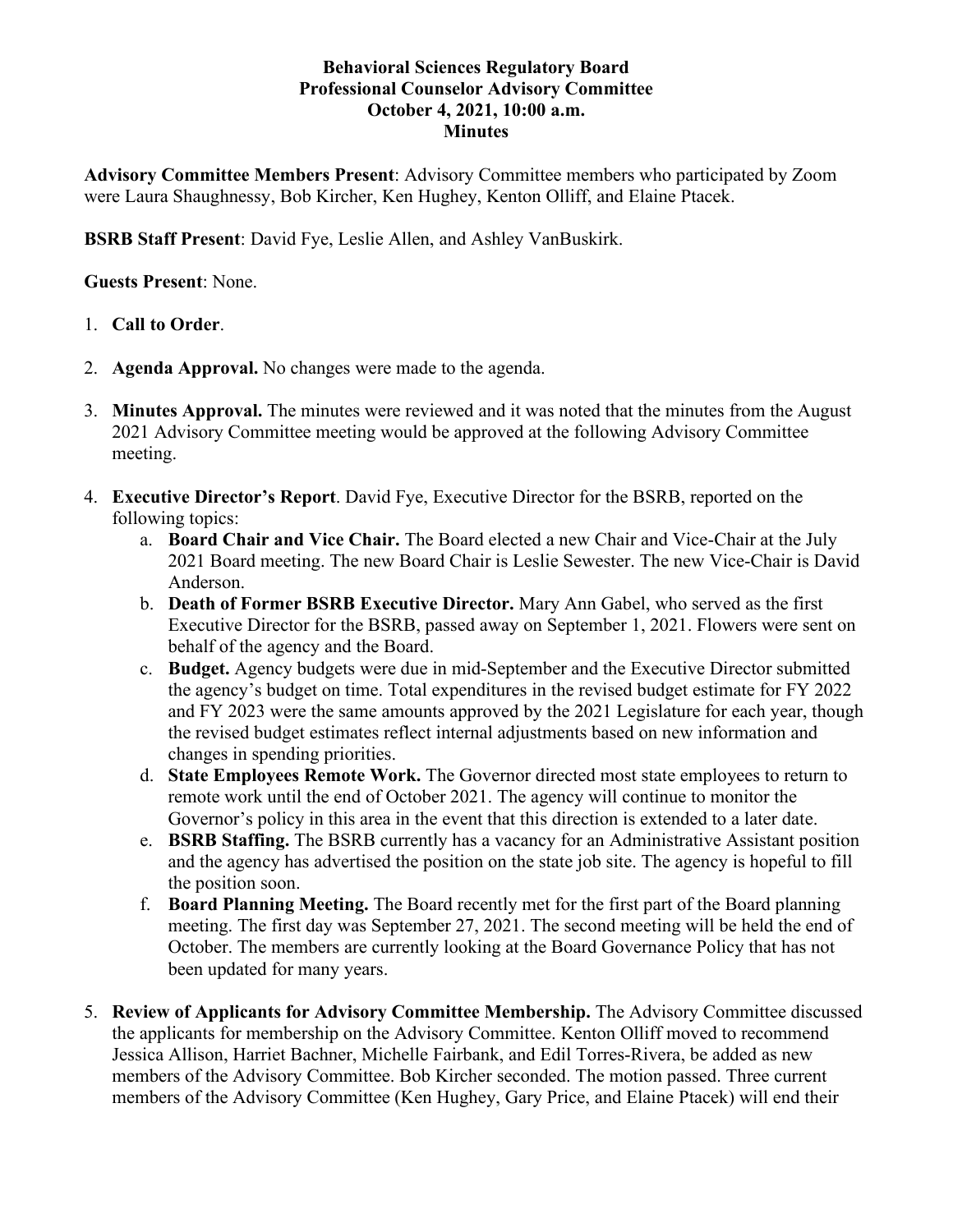**Behavioral Sciences Regulatory Board**
**Professional Counselor Advisory Committee**
**October 4, 2021, 10:00 a.m.**
**Minutes**

**Advisory Committee Members Present**: Advisory Committee members who participated by Zoom were Laura Shaughnessy, Bob Kircher, Ken Hughey, Kenton Olliff, and Elaine Ptacek.

**BSRB Staff Present**: David Fye, Leslie Allen, and Ashley VanBuskirk.

**Guests Present**: None.

1. **Call to Order**.

2. **Agenda Approval.** No changes were made to the agenda.

3. **Minutes Approval.** The minutes were reviewed and it was noted that the minutes from the August 2021 Advisory Committee meeting would be approved at the following Advisory Committee meeting.

4. **Executive Director's Report**. David Fye, Executive Director for the BSRB, reported on the following topics:
   a. **Board Chair and Vice Chair.** The Board elected a new Chair and Vice-Chair at the July 2021 Board meeting. The new Board Chair is Leslie Sewester. The new Vice-Chair is David Anderson.
   b. **Death of Former BSRB Executive Director.** Mary Ann Gabel, who served as the first Executive Director for the BSRB, passed away on September 1, 2021. Flowers were sent on behalf of the agency and the Board.
   c. **Budget.** Agency budgets were due in mid-September and the Executive Director submitted the agency's budget on time. Total expenditures in the revised budget estimate for FY 2022 and FY 2023 were the same amounts approved by the 2021 Legislature for each year, though the revised budget estimates reflect internal adjustments based on new information and changes in spending priorities.
   d. **State Employees Remote Work.** The Governor directed most state employees to return to remote work until the end of October 2021. The agency will continue to monitor the Governor's policy in this area in the event that this direction is extended to a later date.
   e. **BSRB Staffing.** The BSRB currently has a vacancy for an Administrative Assistant position and the agency has advertised the position on the state job site. The agency is hopeful to fill the position soon.
   f. **Board Planning Meeting.** The Board recently met for the first part of the Board planning meeting. The first day was September 27, 2021. The second meeting will be held the end of October. The members are currently looking at the Board Governance Policy that has not been updated for many years.

5. **Review of Applicants for Advisory Committee Membership.** The Advisory Committee discussed the applicants for membership on the Advisory Committee. Kenton Olliff moved to recommend Jessica Allison, Harriet Bachner, Michelle Fairbank, and Edil Torres-Rivera, be added as new members of the Advisory Committee. Bob Kircher seconded. The motion passed. Three current members of the Advisory Committee (Ken Hughey, Gary Price, and Elaine Ptacek) will end their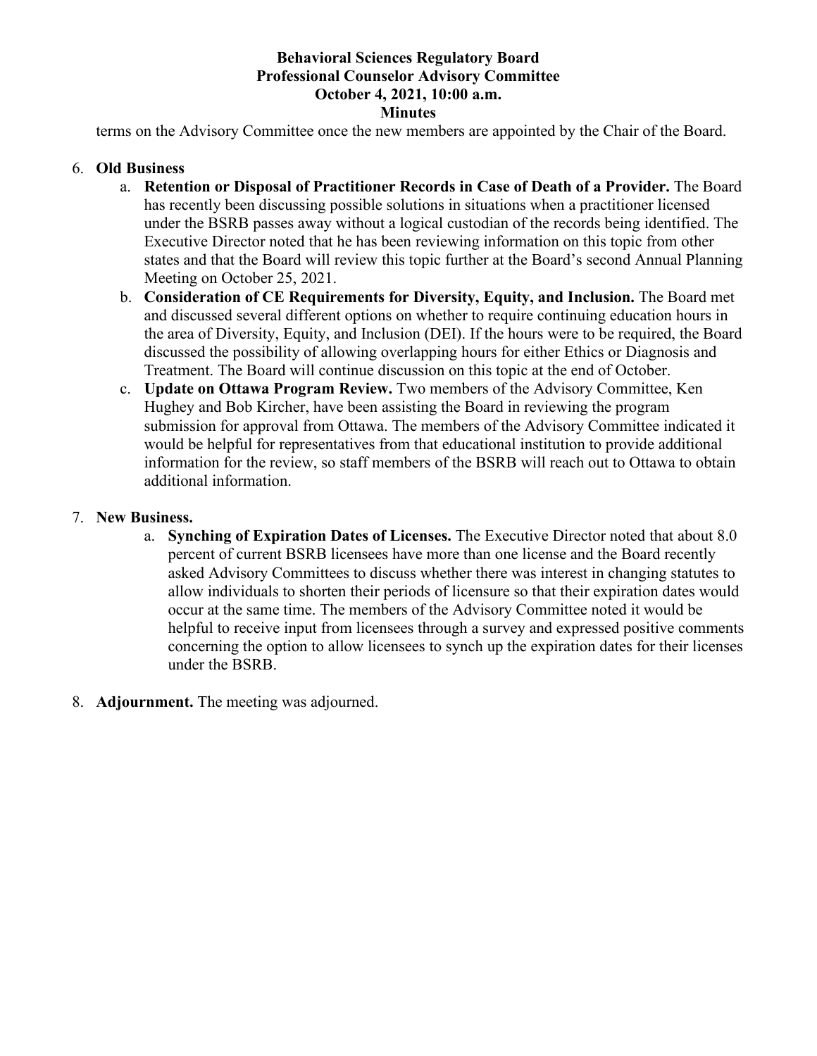terms on the Advisory Committee once the new members are appointed by the Chair of the Board.

6. **Old Business**
   a. **Retention or Disposal of Practitioner Records in Case of Death of a Provider.** The Board has recently been discussing possible solutions in situations when a practitioner licensed under the BSRB passes away without a logical custodian of the records being identified. The Executive Director noted that he has been reviewing information on this topic from other states and that the Board will review this topic further at the Board's second Annual Planning Meeting on October 25, 2021.
   b. **Consideration of CE Requirements for Diversity, Equity, and Inclusion.** The Board met and discussed several different options on whether to require continuing education hours in the area of Diversity, Equity, and Inclusion (DEI). If the hours were to be required, the Board discussed the possibility of allowing overlapping hours for either Ethics or Diagnosis and Treatment. The Board will continue discussion on this topic at the end of October.
   c. **Update on Ottawa Program Review.** Two members of the Advisory Committee, Ken Hughey and Bob Kircher, have been assisting the Board in reviewing the program submission for approval from Ottawa. The members of the Advisory Committee indicated it would be helpful for representatives from that educational institution to provide additional information for the review, so staff members of the BSRB will reach out to Ottawa to obtain additional information.

7. **New Business.**
   a. **Synching of Expiration Dates of Licenses.** The Executive Director noted that about 8.0 percent of current BSRB licensees have more than one license and the Board recently asked Advisory Committees to discuss whether there was interest in changing statutes to allow individuals to shorten their periods of licensure so that their expiration dates would occur at the same time. The members of the Advisory Committee noted it would be helpful to receive input from licensees through a survey and expressed positive comments concerning the option to allow licensees to synch up the expiration dates for their licenses under the BSRB.

8. **Adjournment.** The meeting was adjourned.